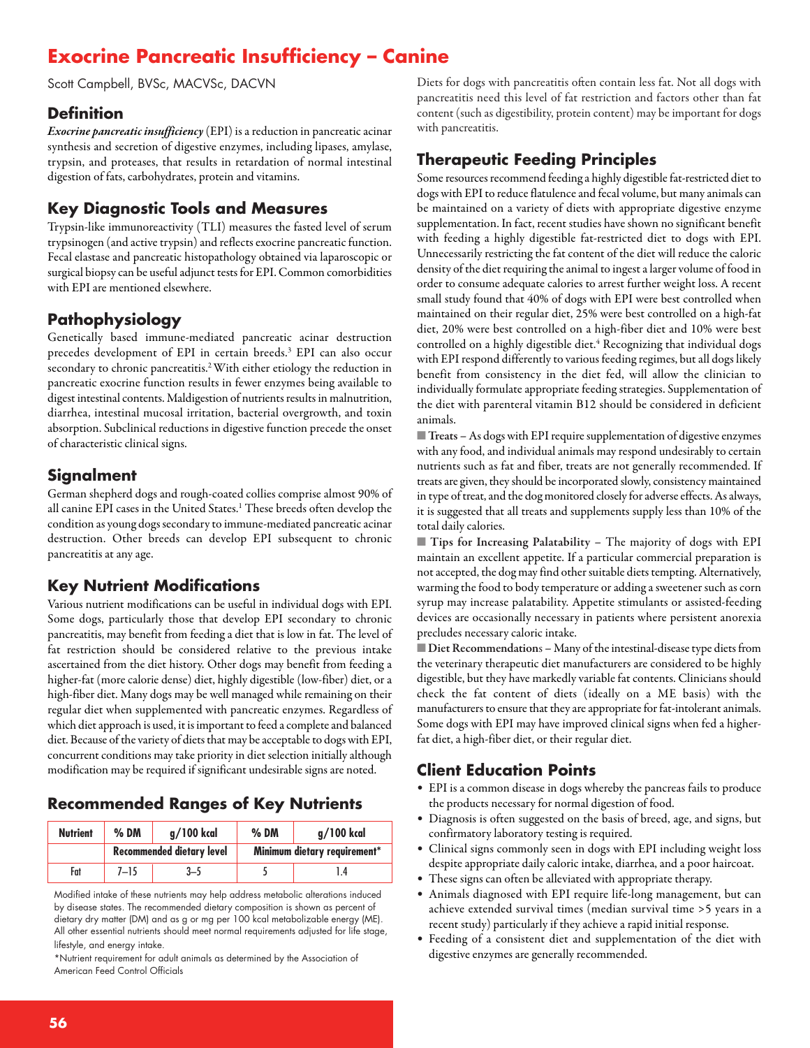# Exocrine Pancreatic Insufficiency – Canine

Scott Campbell, BVSc, MACVSc, DACVN

## Definition

*Exocrine pancreatic insufficiency* (EPI) is a reduction in pancreatic acinar synthesis and secretion of digestive enzymes, including lipases, amylase, trypsin, and proteases, that results in retardation of normal intestinal digestion of fats, carbohydrates, protein and vitamins.

## Key Diagnostic Tools and Measures

Trypsin-like immunoreactivity (TLI) measures the fasted level of serum trypsinogen (and active trypsin) and reflects exocrine pancreatic function. Fecal elastase and pancreatic histopathology obtained via laparoscopic or surgical biopsy can be useful adjunct tests for EPI. Common comorbidities with EPI are mentioned elsewhere.

## Pathophysiology

Genetically based immune-mediated pancreatic acinar destruction precedes development of EPI in certain breeds.[3] EPI can also occur secondary to chronic pancreatitis.[2] With either etiology the reduction in pancreatic exocrine function results in fewer enzymes being available to digest intestinal contents. Maldigestion of nutrients results in malnutrition, diarrhea, intestinal mucosal irritation, bacterial overgrowth, and toxin absorption. Subclinical reductions in digestive function precede the onset of characteristic clinical signs.

## Signalment

German shepherd dogs and rough-coated collies comprise almost 90% of all canine EPI cases in the United States.[1] These breeds often develop the condition as young dogs secondary to immune-mediated pancreatic acinar destruction. Other breeds can develop EPI subsequent to chronic pancreatitis at any age.

## Key Nutrient Modifications

Various nutrient modifications can be useful in individual dogs with EPI. Some dogs, particularly those that develop EPI secondary to chronic pancreatitis, may benefit from feeding a diet that is low in fat. The level of fat restriction should be considered relative to the previous intake ascertained from the diet history. Other dogs may benefit from feeding a higher-fat (more calorie dense) diet, highly digestible (low-fiber) diet, or a high-fiber diet. Many dogs may be well managed while remaining on their regular diet when supplemented with pancreatic enzymes. Regardless of which diet approach is used, it is important to feed a complete and balanced diet. Because of the variety of diets that may be acceptable to dogs with EPI, concurrent conditions may take priority in diet selection initially although modification may be required if significant undesirable signs are noted.

## Recommended Ranges of Key Nutrients

| Nutrient | % DM | g/100 kcal | % DM | g/100 kcal |
|---|---|---|---|---|
| | Recommended dietary level | | Minimum dietary requirement* | |
| Fat | 7–15 | 3–5 | 5 | 1.4 |

Modified intake of these nutrients may help address metabolic alterations induced by disease states. The recommended dietary composition is shown as percent of dietary dry matter (DM) and as g or mg per 100 kcal metabolizable energy (ME). All other essential nutrients should meet normal requirements adjusted for life stage, lifestyle, and energy intake.

*Nutrient requirement for adult animals as determined by the Association of American Feed Control Officials

Diets for dogs with pancreatitis often contain less fat. Not all dogs with pancreatitis need this level of fat restriction and factors other than fat content (such as digestibility, protein content) may be important for dogs with pancreatitis.

## Therapeutic Feeding Principles

Some resources recommend feeding a highly digestible fat-restricted diet to dogs with EPI to reduce flatulence and fecal volume, but many animals can be maintained on a variety of diets with appropriate digestive enzyme supplementation. In fact, recent studies have shown no significant benefit with feeding a highly digestible fat-restricted diet to dogs with EPI. Unnecessarily restricting the fat content of the diet will reduce the caloric density of the diet requiring the animal to ingest a larger volume of food in order to consume adequate calories to arrest further weight loss. A recent small study found that 40% of dogs with EPI were best controlled when maintained on their regular diet, 25% were best controlled on a high-fat diet, 20% were best controlled on a high-fiber diet and 10% were best controlled on a highly digestible diet.[4] Recognizing that individual dogs with EPI respond differently to various feeding regimes, but all dogs likely benefit from consistency in the diet fed, will allow the clinician to individually formulate appropriate feeding strategies. Supplementation of the diet with parenteral vitamin B12 should be considered in deficient animals.

**Treats** – As dogs with EPI require supplementation of digestive enzymes with any food, and individual animals may respond undesirably to certain nutrients such as fat and fiber, treats are not generally recommended. If treats are given, they should be incorporated slowly, consistency maintained in type of treat, and the dog monitored closely for adverse effects. As always, it is suggested that all treats and supplements supply less than 10% of the total daily calories.

**Tips for Increasing Palatability** – The majority of dogs with EPI maintain an excellent appetite. If a particular commercial preparation is not accepted, the dog may find other suitable diets tempting. Alternatively, warming the food to body temperature or adding a sweetener such as corn syrup may increase palatability. Appetite stimulants or assisted-feeding devices are occasionally necessary in patients where persistent anorexia precludes necessary caloric intake.

**Diet Recommendations** – Many of the intestinal-disease type diets from the veterinary therapeutic diet manufacturers are considered to be highly digestible, but they have markedly variable fat contents. Clinicians should check the fat content of diets (ideally on a ME basis) with the manufacturers to ensure that they are appropriate for fat-intolerant animals. Some dogs with EPI may have improved clinical signs when fed a higher-fat diet, a high-fiber diet, or their regular diet.

## Client Education Points

- EPI is a common disease in dogs whereby the pancreas fails to produce the products necessary for normal digestion of food.
- Diagnosis is often suggested on the basis of breed, age, and signs, but confirmatory laboratory testing is required.
- Clinical signs commonly seen in dogs with EPI including weight loss despite appropriate daily caloric intake, diarrhea, and a poor haircoat.
- These signs can often be alleviated with appropriate therapy.
- Animals diagnosed with EPI require life-long management, but can achieve extended survival times (median survival time >5 years in a recent study) particularly if they achieve a rapid initial response.
- Feeding of a consistent diet and supplementation of the diet with digestive enzymes are generally recommended.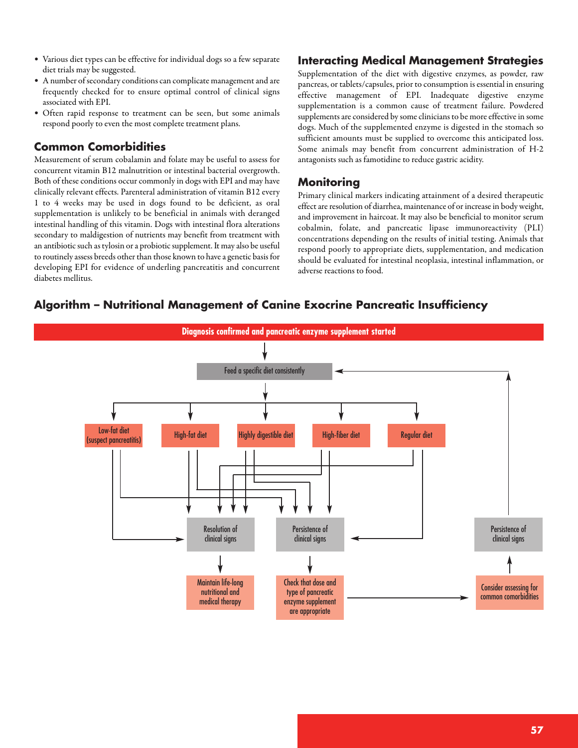- Various diet types can be effective for individual dogs so a few separate diet trials may be suggested.
- A number of secondary conditions can complicate management and are frequently checked for to ensure optimal control of clinical signs associated with EPI.
- Often rapid response to treatment can be seen, but some animals respond poorly to even the most complete treatment plans.

## Common Comorbidities

Measurement of serum cobalamin and folate may be useful to assess for concurrent vitamin B12 malnutrition or intestinal bacterial overgrowth. Both of these conditions occur commonly in dogs with EPI and may have clinically relevant effects. Parenteral administration of vitamin B12 every 1 to 4 weeks may be used in dogs found to be deficient, as oral supplementation is unlikely to be beneficial in animals with deranged intestinal handling of this vitamin. Dogs with intestinal flora alterations secondary to maldigestion of nutrients may benefit from treatment with an antibiotic such as tylosin or a probiotic supplement. It may also be useful to routinely assess breeds other than those known to have a genetic basis for developing EPI for evidence of underling pancreatitis and concurrent diabetes mellitus.

## Interacting Medical Management Strategies

Supplementation of the diet with digestive enzymes, as powder, raw pancreas, or tablets/capsules, prior to consumption is essential in ensuring effective management of EPI. Inadequate digestive enzyme supplementation is a common cause of treatment failure. Powdered supplements are considered by some clinicians to be more effective in some dogs. Much of the supplemented enzyme is digested in the stomach so sufficient amounts must be supplied to overcome this anticipated loss. Some animals may benefit from concurrent administration of H-2 antagonists such as famotidine to reduce gastric acidity.

## Monitoring

Primary clinical markers indicating attainment of a desired therapeutic effect are resolution of diarrhea, maintenance of or increase in body weight, and improvement in haircoat. It may also be beneficial to monitor serum cobalamin, folate, and pancreatic lipase immunoreactivity (PLI) concentrations depending on the results of initial testing. Animals that respond poorly to appropriate diets, supplementation, and medication should be evaluated for intestinal neoplasia, intestinal inflammation, or adverse reactions to food.

## Algorithm – Nutritional Management of Canine Exocrine Pancreatic Insufficiency

Diagnosis confirmed and pancreatic enzyme supplement started

Feed a specific diet consistently

Low-fat diet (suspect pancreatitis)

High-fat diet

Highly digestible diet

High-fiber diet

Regular diet

Resolution of clinical signs

Persistence of clinical signs

Persistence of clinical signs

Maintain life-long nutritional and medical therapy

Check that dose and type of pancreatic enzyme supplement are appropriate

Consider assessing for common comorbidities